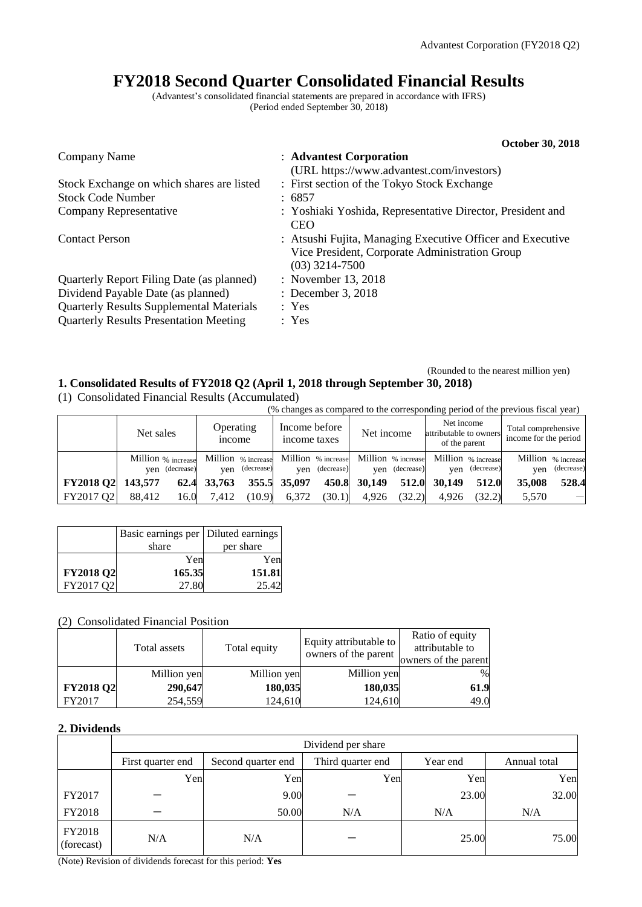# FY2018 Second Quarter Consolidated Financial Results

(Advantest's consolidated financial statements are prepared in accordance with IFRS)
(Period ended September 30, 2018)

**October 30, 2018**

| | |
|---|---|
| Company Name | : **Advantest Corporation** (URL https://www.advantest.com/investors) |
| Stock Exchange on which shares are listed | : First section of the Tokyo Stock Exchange |
| Stock Code Number | : 6857 |
| Company Representative | : Yoshiaki Yoshida, Representative Director, President and CEO |
| Contact Person | : Atsushi Fujita, Managing Executive Officer and Executive Vice President, Corporate Administration Group (03) 3214-7500 |
| Quarterly Report Filing Date (as planned) | : November 13, 2018 |
| Dividend Payable Date (as planned) | : December 3, 2018 |
| Quarterly Results Supplemental Materials | : Yes |
| Quarterly Results Presentation Meeting | : Yes |

(Rounded to the nearest million yen)

## 1. Consolidated Results of FY2018 Q2 (April 1, 2018 through September 30, 2018)

(1) Consolidated Financial Results (Accumulated)

(% changes as compared to the corresponding period of the previous fiscal year)

| | Net sales | | Operating income | | Income before income taxes | | Net income | | Net income attributable to owners of the parent | | Total comprehensive income for the period | |
|---|---|---|---|---|---|---|---|---|---|---|---|---|
| | Million yen | % increase (decrease) | Million yen | % increase (decrease) | Million yen | % increase (decrease) | Million yen | % increase (decrease) | Million yen | % increase (decrease) | Million yen | % increase (decrease) |
| **FY2018 Q2** | **143,577** | **62.4** | **33,763** | **355.5** | **35,097** | **450.8** | **30,149** | **512.0** | **30,149** | **512.0** | **35,008** | **528.4** |
| FY2017 Q2 | 88,412 | 16.0 | 7,412 | (10.9) | 6,372 | (30.1) | 4,926 | (32.2) | 4,926 | (32.2) | 5,570 | － |

| | Basic earnings per share | Diluted earnings per share |
|---|---|---|
| | Yen | Yen |
| **FY2018 Q2** | **165.35** | **151.81** |
| FY2017 Q2 | 27.80 | 25.42 |

(2) Consolidated Financial Position

| | Total assets | Total equity | Equity attributable to owners of the parent | Ratio of equity attributable to owners of the parent |
|---|---|---|---|---|
| | Million yen | Million yen | Million yen | % |
| **FY2018 Q2** | **290,647** | **180,035** | **180,035** | **61.9** |
| FY2017 | 254,559 | 124,610 | 124,610 | 49.0 |

## 2. Dividends

| | Dividend per share | | | | |
|---|---|---|---|---|---|
| | First quarter end | Second quarter end | Third quarter end | Year end | Annual total |
| | Yen | Yen | Yen | Yen | Yen |
| FY2017 | － | 9.00 | － | 23.00 | 32.00 |
| FY2018 | － | 50.00 | N/A | N/A | N/A |
| FY2018 (forecast) | N/A | N/A | － | 25.00 | 75.00 |

(Note) Revision of dividends forecast for this period: **Yes**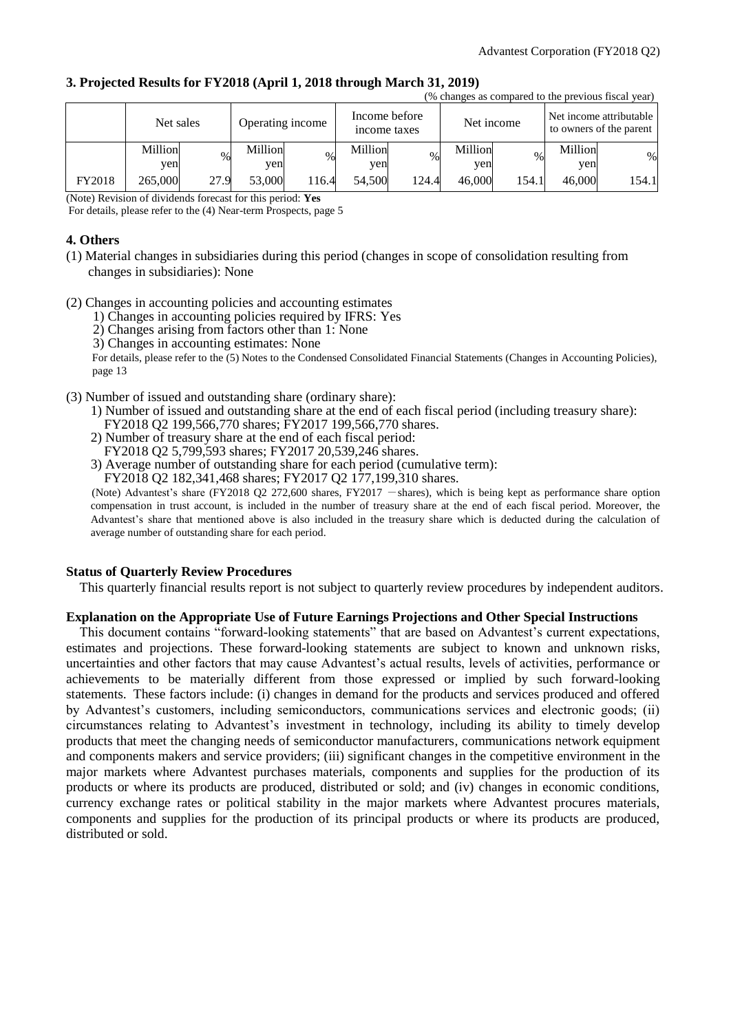### 3. Projected Results for FY2018 (April 1, 2018 through March 31, 2019)

(% changes as compared to the previous fiscal year)

| | Net sales | | Operating income | | Income before income taxes | | Net income | | Net income attributable to owners of the parent | |
|---|---|---|---|---|---|---|---|---|---|---|
| | Million yen | % | Million yen | % | Million yen | % | Million yen | % | Million yen | % |
| FY2018 | 265,000 | 27.9 | 53,000 | 116.4 | 54,500 | 124.4 | 46,000 | 154.1 | 46,000 | 154.1 |

(Note) Revision of dividends forecast for this period: **Yes**

For details, please refer to the (4) Near-term Prospects, page 5

### 4. Others

(1) Material changes in subsidiaries during this period (changes in scope of consolidation resulting from changes in subsidiaries): None

(2) Changes in accounting policies and accounting estimates

1) Changes in accounting policies required by IFRS: Yes
2) Changes arising from factors other than 1: None
3) Changes in accounting estimates: None

For details, please refer to the (5) Notes to the Condensed Consolidated Financial Statements (Changes in Accounting Policies), page 13

(3) Number of issued and outstanding share (ordinary share):

1) Number of issued and outstanding share at the end of each fiscal period (including treasury share):
FY2018 Q2 199,566,770 shares; FY2017 199,566,770 shares.
2) Number of treasury share at the end of each fiscal period:
FY2018 Q2 5,799,593 shares; FY2017 20,539,246 shares.
3) Average number of outstanding share for each period (cumulative term):
FY2018 Q2 182,341,468 shares; FY2017 Q2 177,199,310 shares.

(Note) Advantest's share (FY2018 Q2 272,600 shares, FY2017 －shares), which is being kept as performance share option compensation in trust account, is included in the number of treasury share at the end of each fiscal period. Moreover, the Advantest's share that mentioned above is also included in the treasury share which is deducted during the calculation of average number of outstanding share for each period.

**Status of Quarterly Review Procedures**

This quarterly financial results report is not subject to quarterly review procedures by independent auditors.

**Explanation on the Appropriate Use of Future Earnings Projections and Other Special Instructions**

This document contains "forward-looking statements" that are based on Advantest's current expectations, estimates and projections. These forward-looking statements are subject to known and unknown risks, uncertainties and other factors that may cause Advantest's actual results, levels of activities, performance or achievements to be materially different from those expressed or implied by such forward-looking statements. These factors include: (i) changes in demand for the products and services produced and offered by Advantest's customers, including semiconductors, communications services and electronic goods; (ii) circumstances relating to Advantest's investment in technology, including its ability to timely develop products that meet the changing needs of semiconductor manufacturers, communications network equipment and components makers and service providers; (iii) significant changes in the competitive environment in the major markets where Advantest purchases materials, components and supplies for the production of its products or where its products are produced, distributed or sold; and (iv) changes in economic conditions, currency exchange rates or political stability in the major markets where Advantest procures materials, components and supplies for the production of its principal products or where its products are produced, distributed or sold.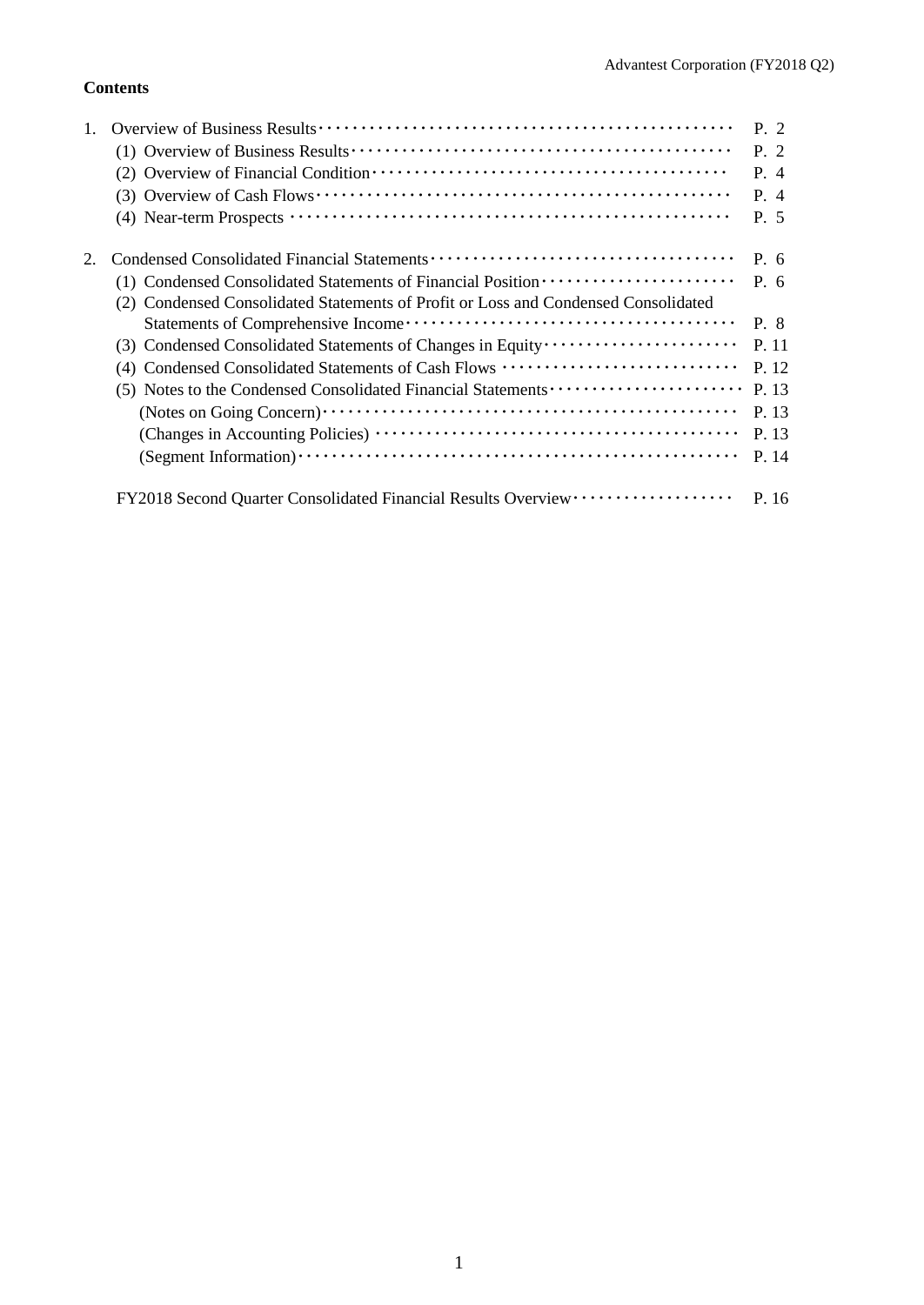**Contents**

| | | |
|---|---|---|
| 1. | Overview of Business Results | P. 2 |
| | (1) Overview of Business Results | P. 2 |
| | (2) Overview of Financial Condition | P. 4 |
| | (3) Overview of Cash Flows | P. 4 |
| | (4) Near-term Prospects | P. 5 |
| 2. | Condensed Consolidated Financial Statements | P. 6 |
| | (1) Condensed Consolidated Statements of Financial Position | P. 6 |
| | (2) Condensed Consolidated Statements of Profit or Loss and Condensed Consolidated Statements of Comprehensive Income | P. 8 |
| | (3) Condensed Consolidated Statements of Changes in Equity | P. 11 |
| | (4) Condensed Consolidated Statements of Cash Flows | P. 12 |
| | (5) Notes to the Condensed Consolidated Financial Statements | P. 13 |
| | (Notes on Going Concern) | P. 13 |
| | (Changes in Accounting Policies) | P. 13 |
| | (Segment Information) | P. 14 |
| | FY2018 Second Quarter Consolidated Financial Results Overview | P. 16 |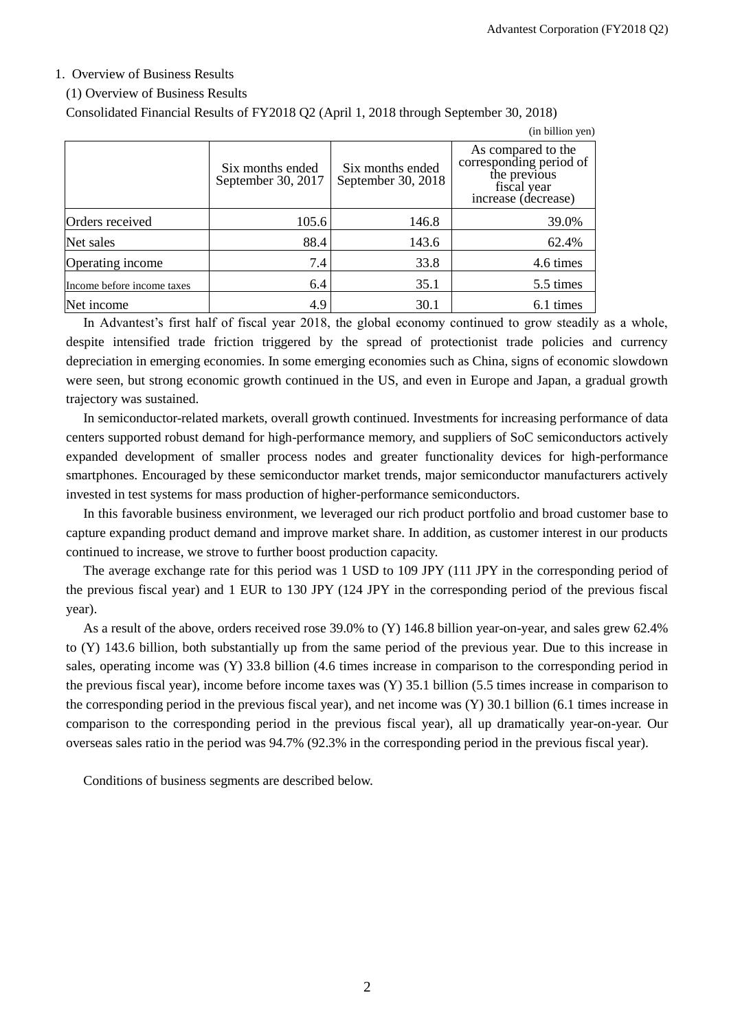1. Overview of Business Results

(1) Overview of Business Results

Consolidated Financial Results of FY2018 Q2 (April 1, 2018 through September 30, 2018)

(in billion yen)

| | Six months ended September 30, 2017 | Six months ended September 30, 2018 | As compared to the corresponding period of the previous fiscal year increase (decrease) |
|---|---|---|---|
| Orders received | 105.6 | 146.8 | 39.0% |
| Net sales | 88.4 | 143.6 | 62.4% |
| Operating income | 7.4 | 33.8 | 4.6 times |
| Income before income taxes | 6.4 | 35.1 | 5.5 times |
| Net income | 4.9 | 30.1 | 6.1 times |

In Advantest's first half of fiscal year 2018, the global economy continued to grow steadily as a whole, despite intensified trade friction triggered by the spread of protectionist trade policies and currency depreciation in emerging economies. In some emerging economies such as China, signs of economic slowdown were seen, but strong economic growth continued in the US, and even in Europe and Japan, a gradual growth trajectory was sustained.

In semiconductor-related markets, overall growth continued. Investments for increasing performance of data centers supported robust demand for high-performance memory, and suppliers of SoC semiconductors actively expanded development of smaller process nodes and greater functionality devices for high-performance smartphones. Encouraged by these semiconductor market trends, major semiconductor manufacturers actively invested in test systems for mass production of higher-performance semiconductors.

In this favorable business environment, we leveraged our rich product portfolio and broad customer base to capture expanding product demand and improve market share. In addition, as customer interest in our products continued to increase, we strove to further boost production capacity.

The average exchange rate for this period was 1 USD to 109 JPY (111 JPY in the corresponding period of the previous fiscal year) and 1 EUR to 130 JPY (124 JPY in the corresponding period of the previous fiscal year).

As a result of the above, orders received rose 39.0% to (Y) 146.8 billion year-on-year, and sales grew 62.4% to (Y) 143.6 billion, both substantially up from the same period of the previous year. Due to this increase in sales, operating income was (Y) 33.8 billion (4.6 times increase in comparison to the corresponding period in the previous fiscal year), income before income taxes was (Y) 35.1 billion (5.5 times increase in comparison to the corresponding period in the previous fiscal year), and net income was (Y) 30.1 billion (6.1 times increase in comparison to the corresponding period in the previous fiscal year), all up dramatically year-on-year. Our overseas sales ratio in the period was 94.7% (92.3% in the corresponding period in the previous fiscal year).

Conditions of business segments are described below.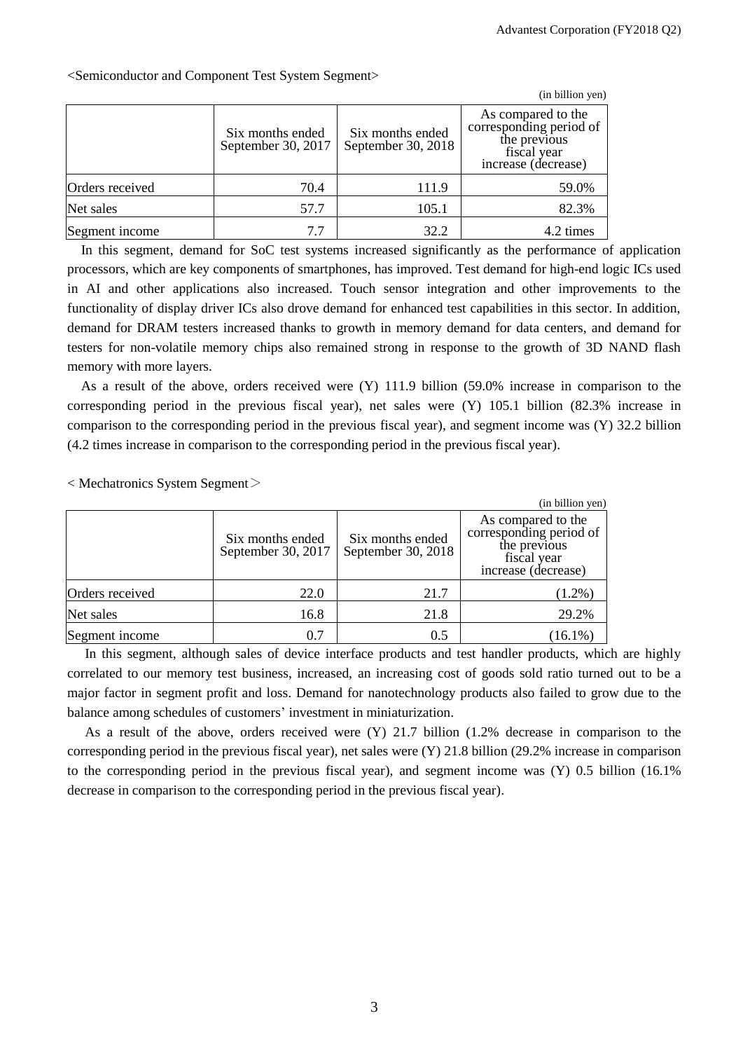<Semiconductor and Component Test System Segment>

(in billion yen)

| | Six months ended September 30, 2017 | Six months ended September 30, 2018 | As compared to the corresponding period of the previous fiscal year increase (decrease) |
|---|---|---|---|
| Orders received | 70.4 | 111.9 | 59.0% |
| Net sales | 57.7 | 105.1 | 82.3% |
| Segment income | 7.7 | 32.2 | 4.2 times |

In this segment, demand for SoC test systems increased significantly as the performance of application processors, which are key components of smartphones, has improved. Test demand for high-end logic ICs used in AI and other applications also increased. Touch sensor integration and other improvements to the functionality of display driver ICs also drove demand for enhanced test capabilities in this sector. In addition, demand for DRAM testers increased thanks to growth in memory demand for data centers, and demand for testers for non-volatile memory chips also remained strong in response to the growth of 3D NAND flash memory with more layers.

As a result of the above, orders received were (Y) 111.9 billion (59.0% increase in comparison to the corresponding period in the previous fiscal year), net sales were (Y) 105.1 billion (82.3% increase in comparison to the corresponding period in the previous fiscal year), and segment income was (Y) 32.2 billion (4.2 times increase in comparison to the corresponding period in the previous fiscal year).

< Mechatronics System Segment＞

(in billion yen)

| | Six months ended September 30, 2017 | Six months ended September 30, 2018 | As compared to the corresponding period of the previous fiscal year increase (decrease) |
|---|---|---|---|
| Orders received | 22.0 | 21.7 | (1.2%) |
| Net sales | 16.8 | 21.8 | 29.2% |
| Segment income | 0.7 | 0.5 | (16.1%) |

In this segment, although sales of device interface products and test handler products, which are highly correlated to our memory test business, increased, an increasing cost of goods sold ratio turned out to be a major factor in segment profit and loss. Demand for nanotechnology products also failed to grow due to the balance among schedules of customers' investment in miniaturization.

As a result of the above, orders received were (Y) 21.7 billion (1.2% decrease in comparison to the corresponding period in the previous fiscal year), net sales were (Y) 21.8 billion (29.2% increase in comparison to the corresponding period in the previous fiscal year), and segment income was (Y) 0.5 billion (16.1% decrease in comparison to the corresponding period in the previous fiscal year).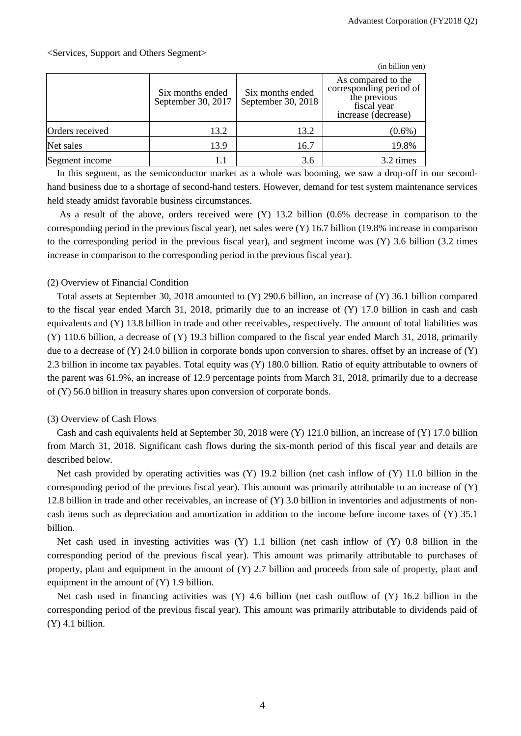<Services, Support and Others Segment>

(in billion yen)

| | Six months ended September 30, 2017 | Six months ended September 30, 2018 | As compared to the corresponding period of the previous fiscal year increase (decrease) |
|---|---|---|---|
| Orders received | 13.2 | 13.2 | (0.6%) |
| Net sales | 13.9 | 16.7 | 19.8% |
| Segment income | 1.1 | 3.6 | 3.2 times |

In this segment, as the semiconductor market as a whole was booming, we saw a drop-off in our second-hand business due to a shortage of second-hand testers. However, demand for test system maintenance services held steady amidst favorable business circumstances.

As a result of the above, orders received were (Y) 13.2 billion (0.6% decrease in comparison to the corresponding period in the previous fiscal year), net sales were (Y) 16.7 billion (19.8% increase in comparison to the corresponding period in the previous fiscal year), and segment income was (Y) 3.6 billion (3.2 times increase in comparison to the corresponding period in the previous fiscal year).

(2) Overview of Financial Condition

Total assets at September 30, 2018 amounted to (Y) 290.6 billion, an increase of (Y) 36.1 billion compared to the fiscal year ended March 31, 2018, primarily due to an increase of (Y) 17.0 billion in cash and cash equivalents and (Y) 13.8 billion in trade and other receivables, respectively. The amount of total liabilities was (Y) 110.6 billion, a decrease of (Y) 19.3 billion compared to the fiscal year ended March 31, 2018, primarily due to a decrease of (Y) 24.0 billion in corporate bonds upon conversion to shares, offset by an increase of (Y) 2.3 billion in income tax payables. Total equity was (Y) 180.0 billion. Ratio of equity attributable to owners of the parent was 61.9%, an increase of 12.9 percentage points from March 31, 2018, primarily due to a decrease of (Y) 56.0 billion in treasury shares upon conversion of corporate bonds.

(3) Overview of Cash Flows

Cash and cash equivalents held at September 30, 2018 were (Y) 121.0 billion, an increase of (Y) 17.0 billion from March 31, 2018. Significant cash flows during the six-month period of this fiscal year and details are described below.

Net cash provided by operating activities was (Y) 19.2 billion (net cash inflow of (Y) 11.0 billion in the corresponding period of the previous fiscal year). This amount was primarily attributable to an increase of (Y) 12.8 billion in trade and other receivables, an increase of (Y) 3.0 billion in inventories and adjustments of non-cash items such as depreciation and amortization in addition to the income before income taxes of (Y) 35.1 billion.

Net cash used in investing activities was (Y) 1.1 billion (net cash inflow of (Y) 0.8 billion in the corresponding period of the previous fiscal year). This amount was primarily attributable to purchases of property, plant and equipment in the amount of (Y) 2.7 billion and proceeds from sale of property, plant and equipment in the amount of (Y) 1.9 billion.

Net cash used in financing activities was (Y) 4.6 billion (net cash outflow of (Y) 16.2 billion in the corresponding period of the previous fiscal year). This amount was primarily attributable to dividends paid of (Y) 4.1 billion.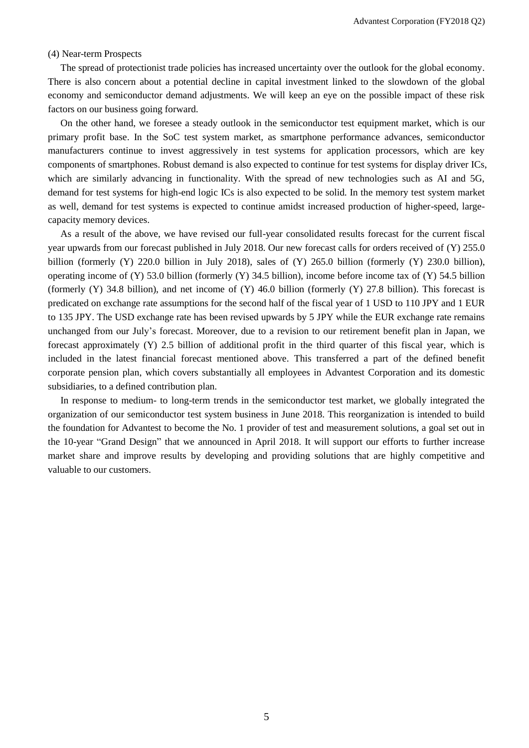(4) Near-term Prospects

The spread of protectionist trade policies has increased uncertainty over the outlook for the global economy. There is also concern about a potential decline in capital investment linked to the slowdown of the global economy and semiconductor demand adjustments. We will keep an eye on the possible impact of these risk factors on our business going forward.

On the other hand, we foresee a steady outlook in the semiconductor test equipment market, which is our primary profit base. In the SoC test system market, as smartphone performance advances, semiconductor manufacturers continue to invest aggressively in test systems for application processors, which are key components of smartphones. Robust demand is also expected to continue for test systems for display driver ICs, which are similarly advancing in functionality. With the spread of new technologies such as AI and 5G, demand for test systems for high-end logic ICs is also expected to be solid. In the memory test system market as well, demand for test systems is expected to continue amidst increased production of higher-speed, large-capacity memory devices.

As a result of the above, we have revised our full-year consolidated results forecast for the current fiscal year upwards from our forecast published in July 2018. Our new forecast calls for orders received of (Y) 255.0 billion (formerly (Y) 220.0 billion in July 2018), sales of (Y) 265.0 billion (formerly (Y) 230.0 billion), operating income of (Y) 53.0 billion (formerly (Y) 34.5 billion), income before income tax of (Y) 54.5 billion (formerly (Y) 34.8 billion), and net income of (Y) 46.0 billion (formerly (Y) 27.8 billion). This forecast is predicated on exchange rate assumptions for the second half of the fiscal year of 1 USD to 110 JPY and 1 EUR to 135 JPY. The USD exchange rate has been revised upwards by 5 JPY while the EUR exchange rate remains unchanged from our July's forecast. Moreover, due to a revision to our retirement benefit plan in Japan, we forecast approximately (Y) 2.5 billion of additional profit in the third quarter of this fiscal year, which is included in the latest financial forecast mentioned above. This transferred a part of the defined benefit corporate pension plan, which covers substantially all employees in Advantest Corporation and its domestic subsidiaries, to a defined contribution plan.

In response to medium- to long-term trends in the semiconductor test market, we globally integrated the organization of our semiconductor test system business in June 2018. This reorganization is intended to build the foundation for Advantest to become the No. 1 provider of test and measurement solutions, a goal set out in the 10-year "Grand Design" that we announced in April 2018. It will support our efforts to further increase market share and improve results by developing and providing solutions that are highly competitive and valuable to our customers.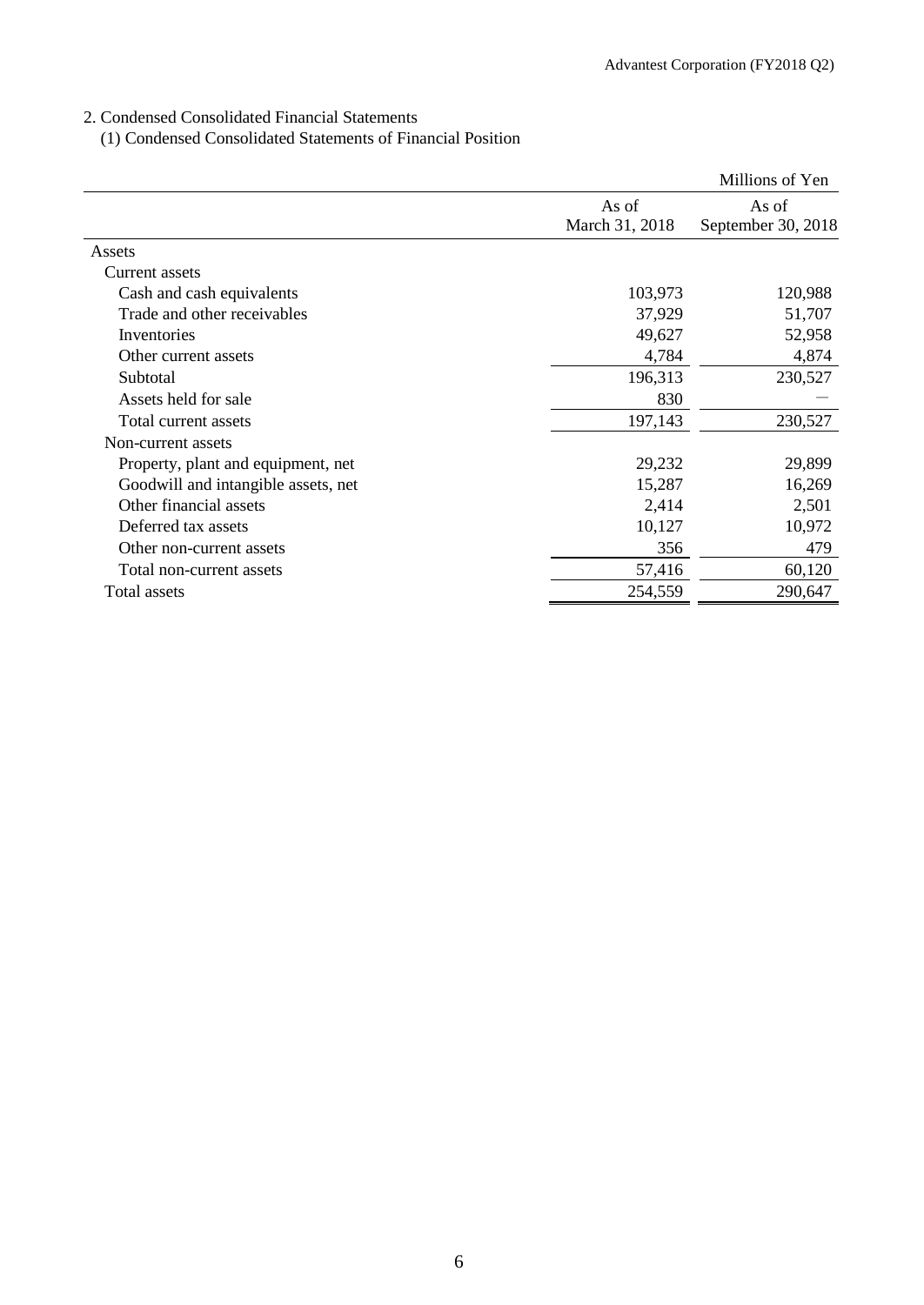## 2. Condensed Consolidated Financial Statements

### (1) Condensed Consolidated Statements of Financial Position

| | | Millions of Yen |
|---|---|---|
| | As of March 31, 2018 | As of September 30, 2018 |
| Assets | | |
| Current assets | | |
| Cash and cash equivalents | 103,973 | 120,988 |
| Trade and other receivables | 37,929 | 51,707 |
| Inventories | 49,627 | 52,958 |
| Other current assets | 4,784 | 4,874 |
| Subtotal | 196,313 | 230,527 |
| Assets held for sale | 830 | ― |
| Total current assets | 197,143 | 230,527 |
| Non-current assets | | |
| Property, plant and equipment, net | 29,232 | 29,899 |
| Goodwill and intangible assets, net | 15,287 | 16,269 |
| Other financial assets | 2,414 | 2,501 |
| Deferred tax assets | 10,127 | 10,972 |
| Other non-current assets | 356 | 479 |
| Total non-current assets | 57,416 | 60,120 |
| Total assets | 254,559 | 290,647 |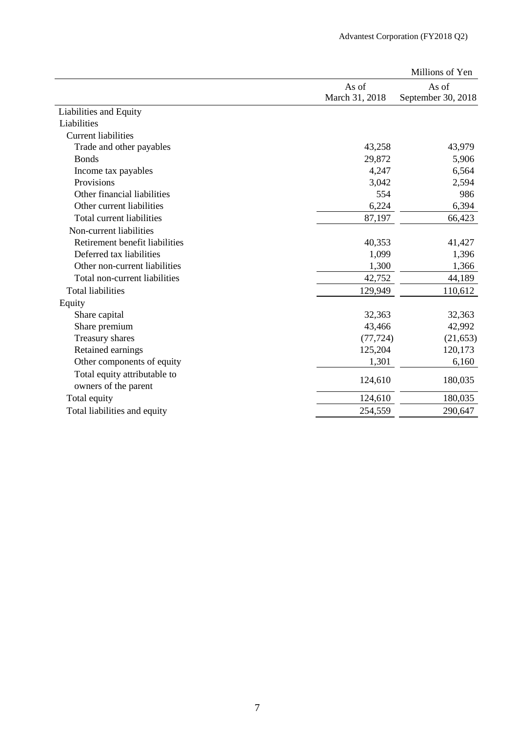| | Millions of Yen | |
|---|---|---|
| | As of March 31, 2018 | As of September 30, 2018 |
| Liabilities and Equity | | |
| Liabilities | | |
| Current liabilities | | |
| Trade and other payables | 43,258 | 43,979 |
| Bonds | 29,872 | 5,906 |
| Income tax payables | 4,247 | 6,564 |
| Provisions | 3,042 | 2,594 |
| Other financial liabilities | 554 | 986 |
| Other current liabilities | 6,224 | 6,394 |
| Total current liabilities | 87,197 | 66,423 |
| Non-current liabilities | | |
| Retirement benefit liabilities | 40,353 | 41,427 |
| Deferred tax liabilities | 1,099 | 1,396 |
| Other non-current liabilities | 1,300 | 1,366 |
| Total non-current liabilities | 42,752 | 44,189 |
| Total liabilities | 129,949 | 110,612 |
| Equity | | |
| Share capital | 32,363 | 32,363 |
| Share premium | 43,466 | 42,992 |
| Treasury shares | (77,724) | (21,653) |
| Retained earnings | 125,204 | 120,173 |
| Other components of equity | 1,301 | 6,160 |
| Total equity attributable to owners of the parent | 124,610 | 180,035 |
| Total equity | 124,610 | 180,035 |
| Total liabilities and equity | 254,559 | 290,647 |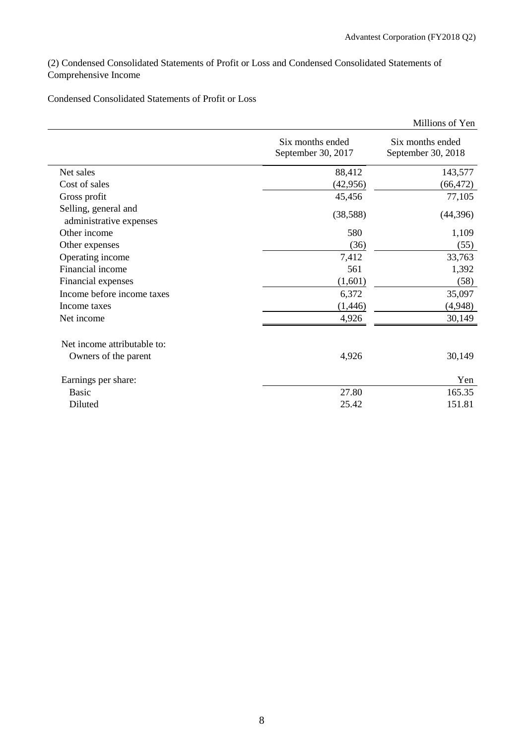(2) Condensed Consolidated Statements of Profit or Loss and Condensed Consolidated Statements of Comprehensive Income

Condensed Consolidated Statements of Profit or Loss

| | | Millions of Yen |
|---|---|---|
| | Six months ended September 30, 2017 | Six months ended September 30, 2018 |
| Net sales | 88,412 | 143,577 |
| Cost of sales | (42,956) | (66,472) |
| Gross profit | 45,456 | 77,105 |
| Selling, general and administrative expenses | (38,588) | (44,396) |
| Other income | 580 | 1,109 |
| Other expenses | (36) | (55) |
| Operating income | 7,412 | 33,763 |
| Financial income | 561 | 1,392 |
| Financial expenses | (1,601) | (58) |
| Income before income taxes | 6,372 | 35,097 |
| Income taxes | (1,446) | (4,948) |
| Net income | 4,926 | 30,149 |
| | | |
| Net income attributable to: | | |
| Owners of the parent | 4,926 | 30,149 |
| | | |
| Earnings per share: | | Yen |
| Basic | 27.80 | 165.35 |
| Diluted | 25.42 | 151.81 |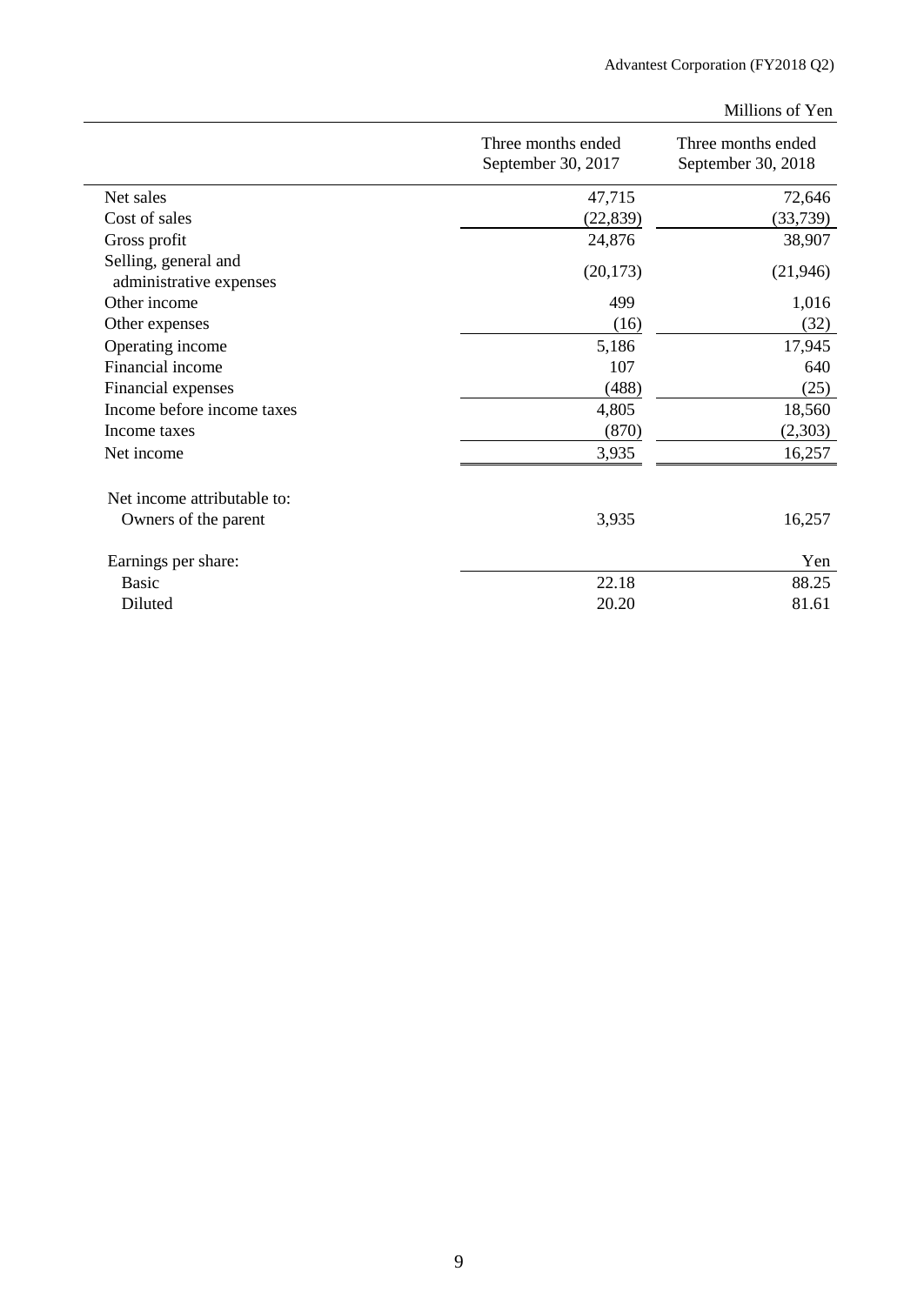Millions of Yen

| | Three months ended September 30, 2017 | Three months ended September 30, 2018 |
|---|---|---|
| Net sales | 47,715 | 72,646 |
| Cost of sales | (22,839) | (33,739) |
| Gross profit | 24,876 | 38,907 |
| Selling, general and administrative expenses | (20,173) | (21,946) |
| Other income | 499 | 1,016 |
| Other expenses | (16) | (32) |
| Operating income | 5,186 | 17,945 |
| Financial income | 107 | 640 |
| Financial expenses | (488) | (25) |
| Income before income taxes | 4,805 | 18,560 |
| Income taxes | (870) | (2,303) |
| Net income | 3,935 | 16,257 |
| | | |
| Net income attributable to: | | |
| Owners of the parent | 3,935 | 16,257 |
| | | |
| Earnings per share: | | Yen |
| Basic | 22.18 | 88.25 |
| Diluted | 20.20 | 81.61 |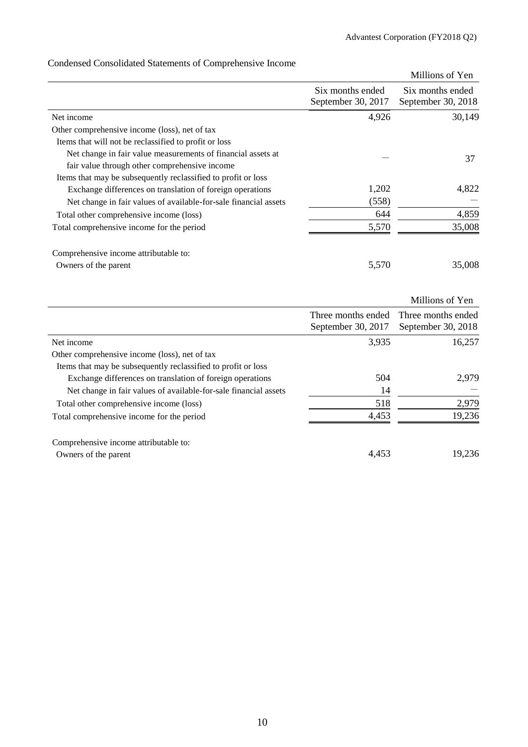## Condensed Consolidated Statements of Comprehensive Income

Millions of Yen

| | Six months ended September 30, 2017 | Six months ended September 30, 2018 |
|---|---|---|
| Net income | 4,926 | 30,149 |
| Other comprehensive income (loss), net of tax | | |
| Items that will not be reclassified to profit or loss | | |
| Net change in fair value measurements of financial assets at fair value through other comprehensive income | — | 37 |
| Items that may be subsequently reclassified to profit or loss | | |
| Exchange differences on translation of foreign operations | 1,202 | 4,822 |
| Net change in fair values of available-for-sale financial assets | (558) | — |
| Total other comprehensive income (loss) | 644 | 4,859 |
| Total comprehensive income for the period | 5,570 | 35,008 |
| Comprehensive income attributable to: | | |
| Owners of the parent | 5,570 | 35,008 |

Millions of Yen

| | Three months ended September 30, 2017 | Three months ended September 30, 2018 |
|---|---|---|
| Net income | 3,935 | 16,257 |
| Other comprehensive income (loss), net of tax | | |
| Items that may be subsequently reclassified to profit or loss | | |
| Exchange differences on translation of foreign operations | 504 | 2,979 |
| Net change in fair values of available-for-sale financial assets | 14 | — |
| Total other comprehensive income (loss) | 518 | 2,979 |
| Total comprehensive income for the period | 4,453 | 19,236 |
| Comprehensive income attributable to: | | |
| Owners of the parent | 4,453 | 19,236 |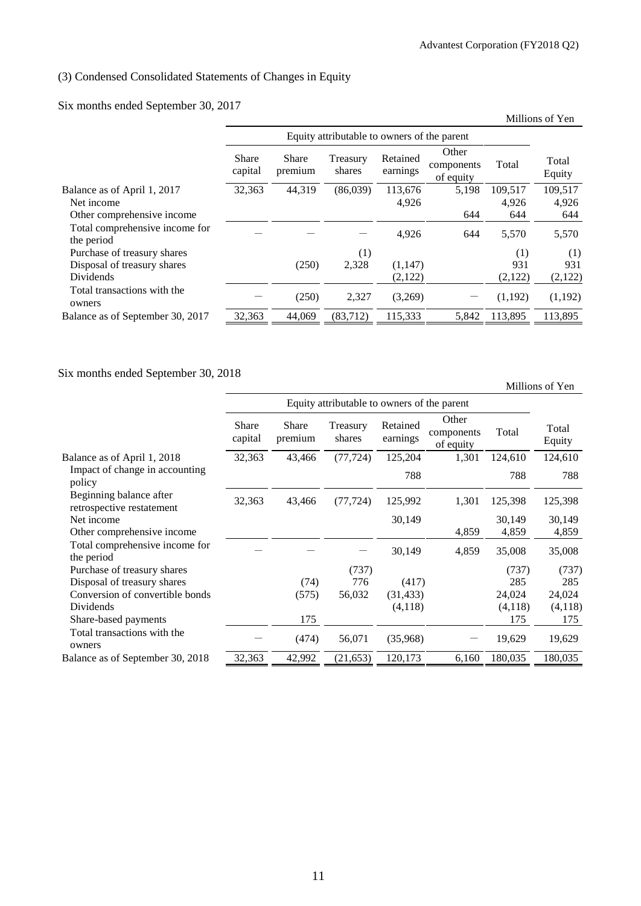### (3) Condensed Consolidated Statements of Changes in Equity

Six months ended September 30, 2017

Millions of Yen

| | Equity attributable to owners of the parent | | | | | | |
|---|---|---|---|---|---|---|---|
| | Share capital | Share premium | Treasury shares | Retained earnings | Other components of equity | Total | Total Equity |
| Balance as of April 1, 2017 | 32,363 | 44,319 | (86,039) | 113,676 | 5,198 | 109,517 | 109,517 |
| Net income | | | | 4,926 | | 4,926 | 4,926 |
| Other comprehensive income | | | | | 644 | 644 | 644 |
| Total comprehensive income for the period | ― | ― | ― | 4,926 | 644 | 5,570 | 5,570 |
| Purchase of treasury shares | | | (1) | | | (1) | (1) |
| Disposal of treasury shares | | (250) | 2,328 | (1,147) | | 931 | 931 |
| Dividends | | | | (2,122) | | (2,122) | (2,122) |
| Total transactions with the owners | ― | (250) | 2,327 | (3,269) | ― | (1,192) | (1,192) |
| Balance as of September 30, 2017 | 32,363 | 44,069 | (83,712) | 115,333 | 5,842 | 113,895 | 113,895 |

Six months ended September 30, 2018

Millions of Yen

| | Equity attributable to owners of the parent | | | | | | |
|---|---|---|---|---|---|---|---|
| | Share capital | Share premium | Treasury shares | Retained earnings | Other components of equity | Total | Total Equity |
| Balance as of April 1, 2018 | 32,363 | 43,466 | (77,724) | 125,204 | 1,301 | 124,610 | 124,610 |
| Impact of change in accounting policy | | | | 788 | | 788 | 788 |
| Beginning balance after retrospective restatement | 32,363 | 43,466 | (77,724) | 125,992 | 1,301 | 125,398 | 125,398 |
| Net income | | | | 30,149 | | 30,149 | 30,149 |
| Other comprehensive income | | | | | 4,859 | 4,859 | 4,859 |
| Total comprehensive income for the period | ― | ― | ― | 30,149 | 4,859 | 35,008 | 35,008 |
| Purchase of treasury shares | | | (737) | | | (737) | (737) |
| Disposal of treasury shares | | (74) | 776 | (417) | | 285 | 285 |
| Conversion of convertible bonds | | (575) | 56,032 | (31,433) | | 24,024 | 24,024 |
| Dividends | | | | (4,118) | | (4,118) | (4,118) |
| Share-based payments | | 175 | | | | 175 | 175 |
| Total transactions with the owners | ― | (474) | 56,071 | (35,968) | ― | 19,629 | 19,629 |
| Balance as of September 30, 2018 | 32,363 | 42,992 | (21,653) | 120,173 | 6,160 | 180,035 | 180,035 |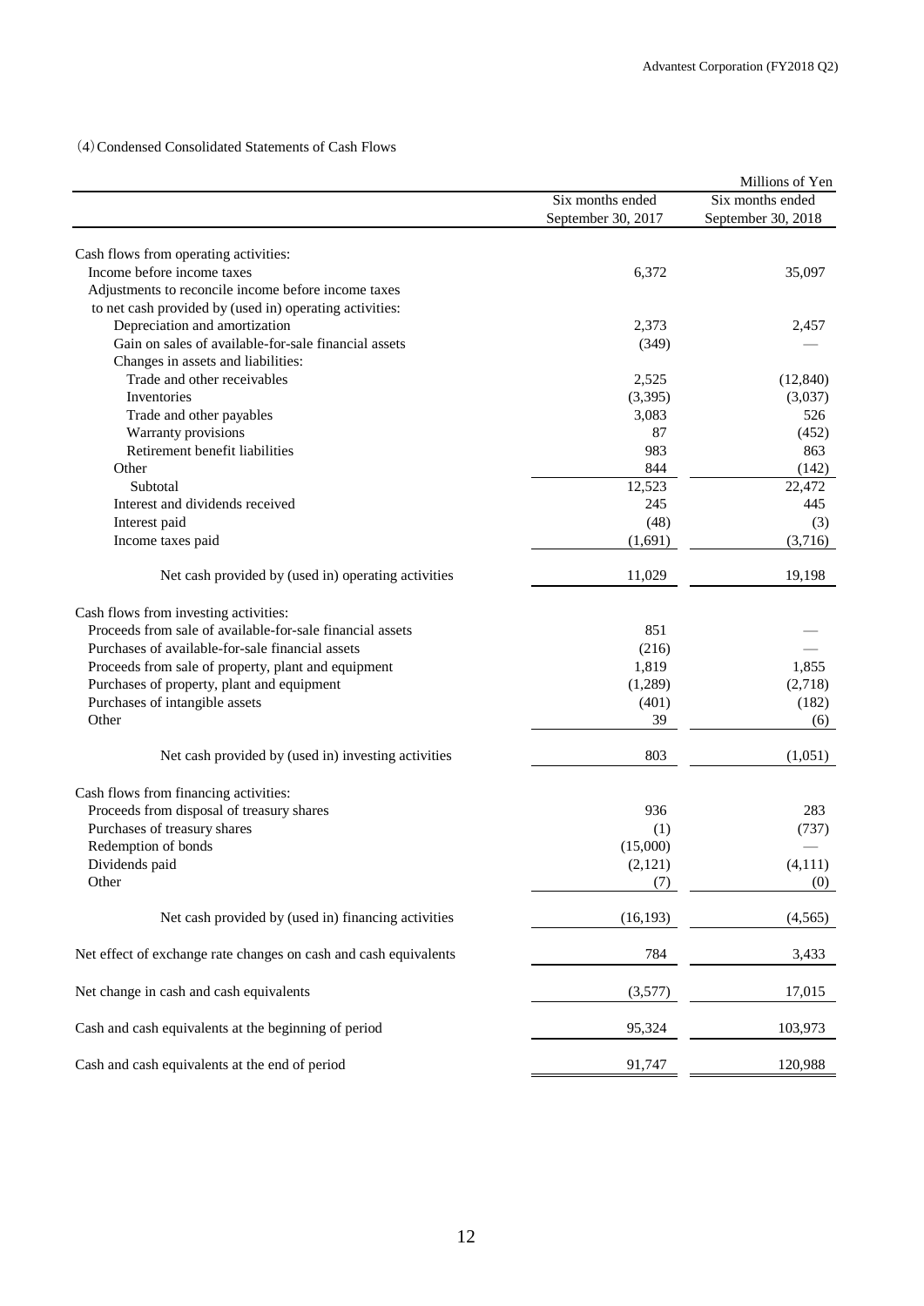(4) Condensed Consolidated Statements of Cash Flows

| | | Millions of Yen |
|---|---|---|
| | Six months ended September 30, 2017 | Six months ended September 30, 2018 |
| Cash flows from operating activities: | | |
| Income before income taxes | 6,372 | 35,097 |
| Adjustments to reconcile income before income taxes to net cash provided by (used in) operating activities: | | |
| Depreciation and amortization | 2,373 | 2,457 |
| Gain on sales of available-for-sale financial assets | (349) | — |
| Changes in assets and liabilities: | | |
| Trade and other receivables | 2,525 | (12,840) |
| Inventories | (3,395) | (3,037) |
| Trade and other payables | 3,083 | 526 |
| Warranty provisions | 87 | (452) |
| Retirement benefit liabilities | 983 | 863 |
| Other | 844 | (142) |
| Subtotal | 12,523 | 22,472 |
| Interest and dividends received | 245 | 445 |
| Interest paid | (48) | (3) |
| Income taxes paid | (1,691) | (3,716) |
| Net cash provided by (used in) operating activities | 11,029 | 19,198 |
| Cash flows from investing activities: | | |
| Proceeds from sale of available-for-sale financial assets | 851 | — |
| Purchases of available-for-sale financial assets | (216) | — |
| Proceeds from sale of property, plant and equipment | 1,819 | 1,855 |
| Purchases of property, plant and equipment | (1,289) | (2,718) |
| Purchases of intangible assets | (401) | (182) |
| Other | 39 | (6) |
| Net cash provided by (used in) investing activities | 803 | (1,051) |
| Cash flows from financing activities: | | |
| Proceeds from disposal of treasury shares | 936 | 283 |
| Purchases of treasury shares | (1) | (737) |
| Redemption of bonds | (15,000) | — |
| Dividends paid | (2,121) | (4,111) |
| Other | (7) | (0) |
| Net cash provided by (used in) financing activities | (16,193) | (4,565) |
| Net effect of exchange rate changes on cash and cash equivalents | 784 | 3,433 |
| Net change in cash and cash equivalents | (3,577) | 17,015 |
| Cash and cash equivalents at the beginning of period | 95,324 | 103,973 |
| Cash and cash equivalents at the end of period | 91,747 | 120,988 |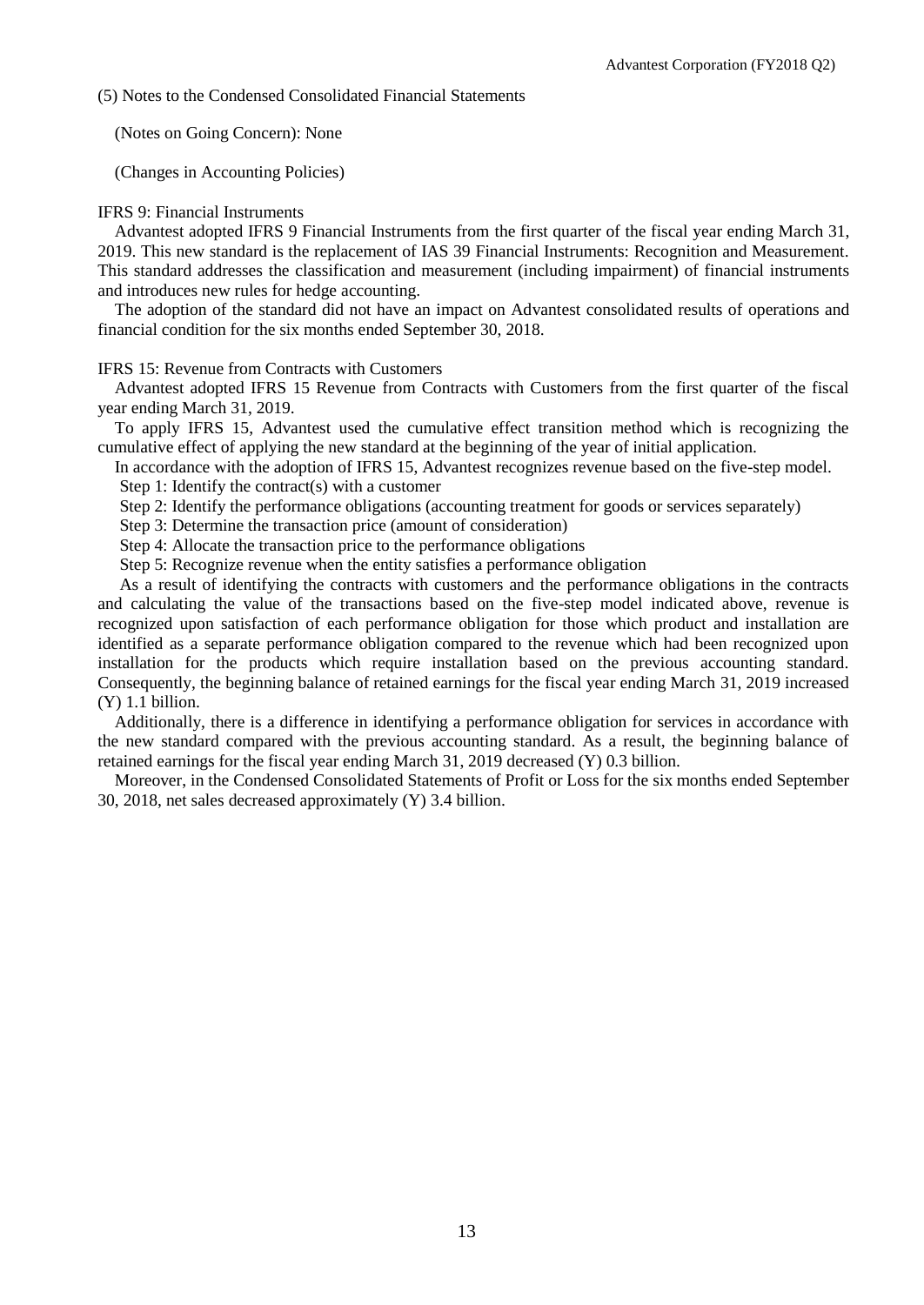## (5) Notes to the Condensed Consolidated Financial Statements

(Notes on Going Concern): None

(Changes in Accounting Policies)

IFRS 9: Financial Instruments

Advantest adopted IFRS 9 Financial Instruments from the first quarter of the fiscal year ending March 31, 2019. This new standard is the replacement of IAS 39 Financial Instruments: Recognition and Measurement. This standard addresses the classification and measurement (including impairment) of financial instruments and introduces new rules for hedge accounting.

The adoption of the standard did not have an impact on Advantest consolidated results of operations and financial condition for the six months ended September 30, 2018.

IFRS 15: Revenue from Contracts with Customers

Advantest adopted IFRS 15 Revenue from Contracts with Customers from the first quarter of the fiscal year ending March 31, 2019.

To apply IFRS 15, Advantest used the cumulative effect transition method which is recognizing the cumulative effect of applying the new standard at the beginning of the year of initial application.

In accordance with the adoption of IFRS 15, Advantest recognizes revenue based on the five-step model.

Step 1: Identify the contract(s) with a customer

Step 2: Identify the performance obligations (accounting treatment for goods or services separately)

Step 3: Determine the transaction price (amount of consideration)

Step 4: Allocate the transaction price to the performance obligations

Step 5: Recognize revenue when the entity satisfies a performance obligation

As a result of identifying the contracts with customers and the performance obligations in the contracts and calculating the value of the transactions based on the five-step model indicated above, revenue is recognized upon satisfaction of each performance obligation for those which product and installation are identified as a separate performance obligation compared to the revenue which had been recognized upon installation for the products which require installation based on the previous accounting standard. Consequently, the beginning balance of retained earnings for the fiscal year ending March 31, 2019 increased (Y) 1.1 billion.

Additionally, there is a difference in identifying a performance obligation for services in accordance with the new standard compared with the previous accounting standard. As a result, the beginning balance of retained earnings for the fiscal year ending March 31, 2019 decreased (Y) 0.3 billion.

Moreover, in the Condensed Consolidated Statements of Profit or Loss for the six months ended September 30, 2018, net sales decreased approximately (Y) 3.4 billion.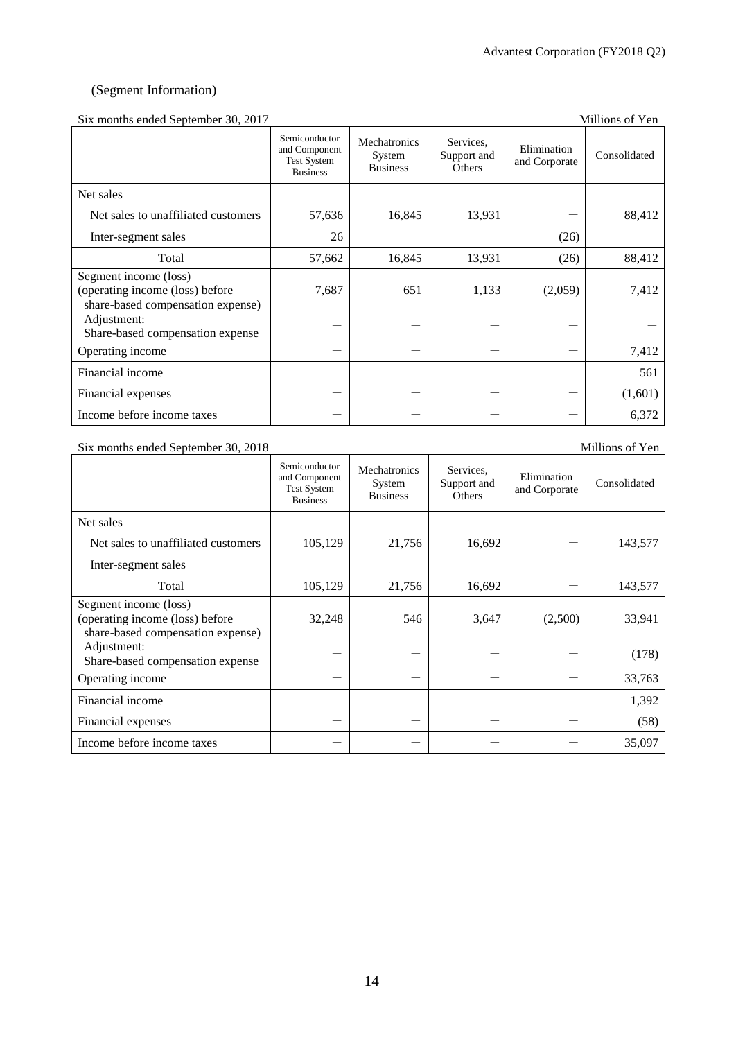(Segment Information)

Six months ended September 30, 2017 — Millions of Yen

| | Semiconductor and Component Test System Business | Mechatronics System Business | Services, Support and Others | Elimination and Corporate | Consolidated |
|---|---|---|---|---|---|
| Net sales | | | | | |
| Net sales to unaffiliated customers | 57,636 | 16,845 | 13,931 | ― | 88,412 |
| Inter-segment sales | 26 | ― | ― | (26) | ― |
| Total | 57,662 | 16,845 | 13,931 | (26) | 88,412 |
| Segment income (loss) (operating income (loss) before share-based compensation expense) | 7,687 | 651 | 1,133 | (2,059) | 7,412 |
| Adjustment: Share-based compensation expense | ― | ― | ― | ― | ― |
| Operating income | ― | ― | ― | ― | 7,412 |
| Financial income | ― | ― | ― | ― | 561 |
| Financial expenses | ― | ― | ― | ― | (1,601) |
| Income before income taxes | ― | ― | ― | ― | 6,372 |

Six months ended September 30, 2018 — Millions of Yen

| | Semiconductor and Component Test System Business | Mechatronics System Business | Services, Support and Others | Elimination and Corporate | Consolidated |
|---|---|---|---|---|---|
| Net sales | | | | | |
| Net sales to unaffiliated customers | 105,129 | 21,756 | 16,692 | ― | 143,577 |
| Inter-segment sales | ― | ― | ― | ― | ― |
| Total | 105,129 | 21,756 | 16,692 | ― | 143,577 |
| Segment income (loss) (operating income (loss) before share-based compensation expense) | 32,248 | 546 | 3,647 | (2,500) | 33,941 |
| Adjustment: Share-based compensation expense | ― | ― | ― | ― | (178) |
| Operating income | ― | ― | ― | ― | 33,763 |
| Financial income | ― | ― | ― | ― | 1,392 |
| Financial expenses | ― | ― | ― | ― | (58) |
| Income before income taxes | ― | ― | ― | ― | 35,097 |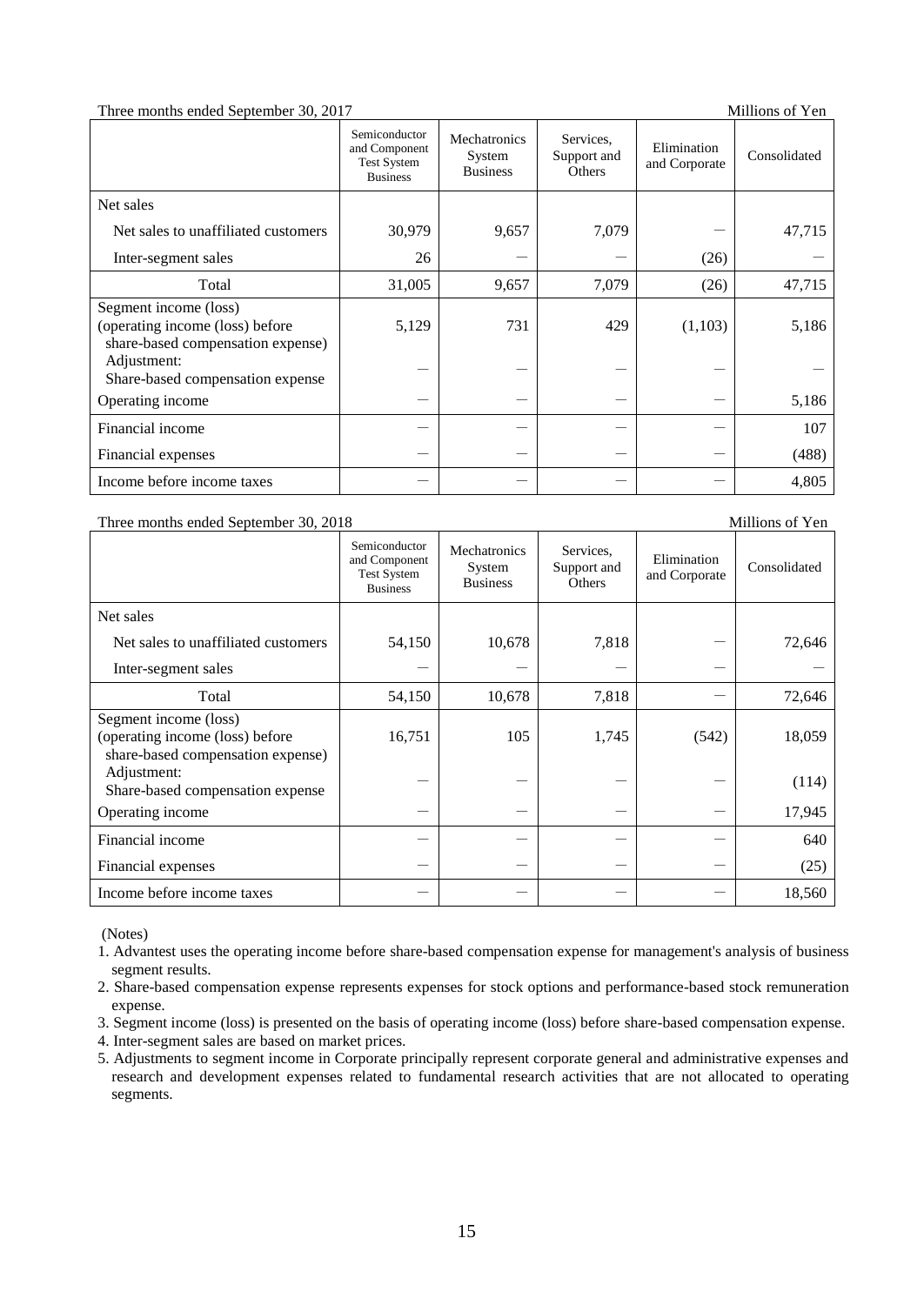Three months ended September 30, 2017 Millions of Yen

| | Semiconductor and Component Test System Business | Mechatronics System Business | Services, Support and Others | Elimination and Corporate | Consolidated |
|---|---|---|---|---|---|
| Net sales | | | | | |
| Net sales to unaffiliated customers | 30,979 | 9,657 | 7,079 | — | 47,715 |
| Inter-segment sales | 26 | — | — | (26) | — |
| Total | 31,005 | 9,657 | 7,079 | (26) | 47,715 |
| Segment income (loss) (operating income (loss) before share-based compensation expense) | 5,129 | 731 | 429 | (1,103) | 5,186 |
| Adjustment: Share-based compensation expense | — | — | — | — | — |
| Operating income | — | — | — | — | 5,186 |
| Financial income | — | — | — | — | 107 |
| Financial expenses | — | — | — | — | (488) |
| Income before income taxes | — | — | — | — | 4,805 |

Three months ended September 30, 2018 Millions of Yen

| | Semiconductor and Component Test System Business | Mechatronics System Business | Services, Support and Others | Elimination and Corporate | Consolidated |
|---|---|---|---|---|---|
| Net sales | | | | | |
| Net sales to unaffiliated customers | 54,150 | 10,678 | 7,818 | — | 72,646 |
| Inter-segment sales | — | — | — | — | — |
| Total | 54,150 | 10,678 | 7,818 | — | 72,646 |
| Segment income (loss) (operating income (loss) before share-based compensation expense) | 16,751 | 105 | 1,745 | (542) | 18,059 |
| Adjustment: Share-based compensation expense | — | — | — | — | (114) |
| Operating income | — | — | — | — | 17,945 |
| Financial income | — | — | — | — | 640 |
| Financial expenses | — | — | — | — | (25) |
| Income before income taxes | — | — | — | — | 18,560 |

(Notes)

1. Advantest uses the operating income before share-based compensation expense for management's analysis of business segment results.
2. Share-based compensation expense represents expenses for stock options and performance-based stock remuneration expense.
3. Segment income (loss) is presented on the basis of operating income (loss) before share-based compensation expense.
4. Inter-segment sales are based on market prices.
5. Adjustments to segment income in Corporate principally represent corporate general and administrative expenses and research and development expenses related to fundamental research activities that are not allocated to operating segments.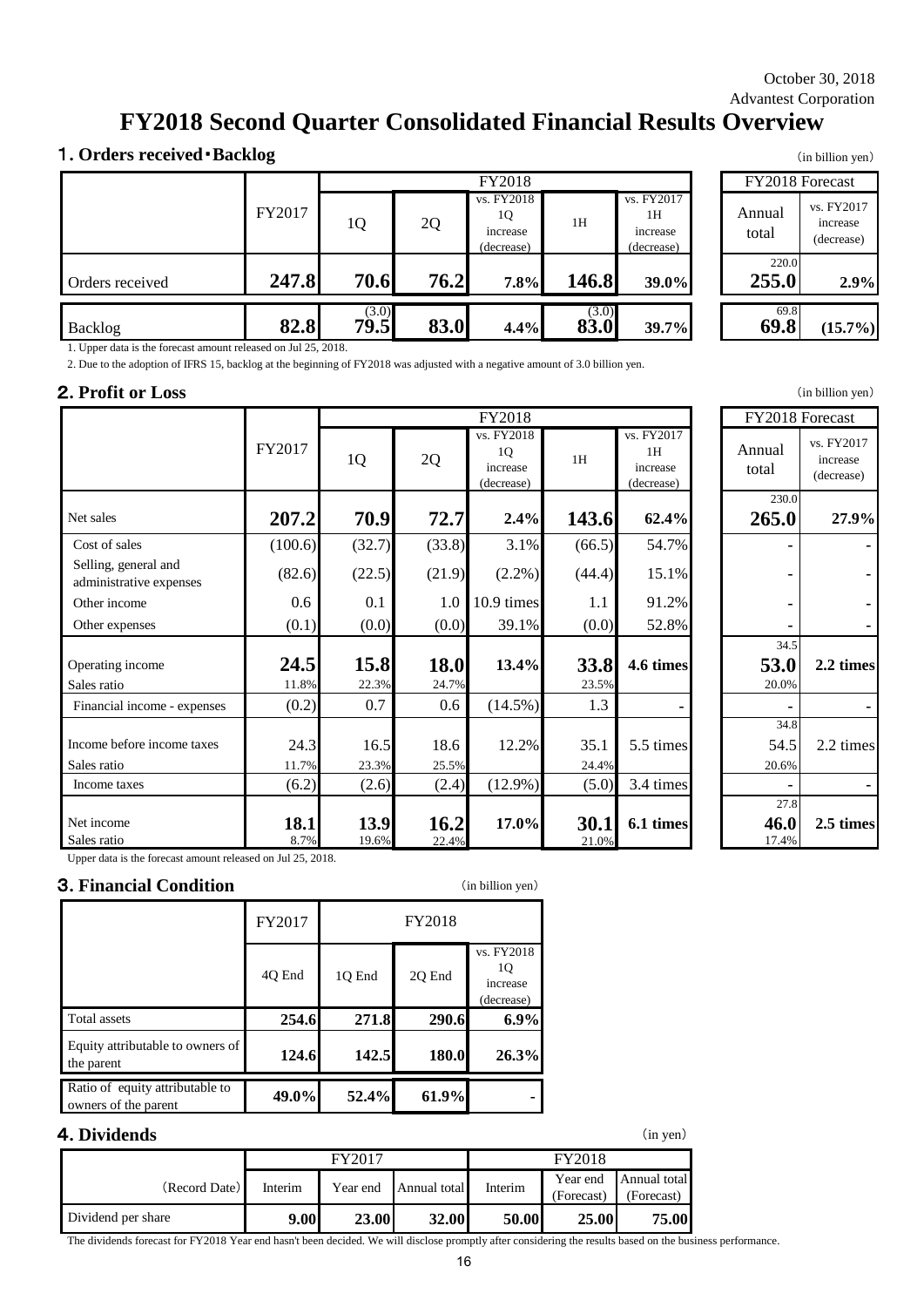October 30, 2018
Advantest Corporation

# FY2018 Second Quarter Consolidated Financial Results Overview

## 1. Orders received・Backlog

(in billion yen)

| | FY2017 | FY2018 | | | | | FY2018 Forecast | |
|---|---|---|---|---|---|---|---|---|
| | | 1Q | 2Q | vs. FY2018 1Q increase (decrease) | 1H | vs. FY2017 1H increase (decrease) | Annual total | vs. FY2017 increase (decrease) |
| Orders received | **247.8** | **70.6** | **76.2** | **7.8%** | **146.8** | **39.0%** | 220.0<br>**255.0** | **2.9%** |
| Backlog | **82.8** | (3.0)<br>**79.5** | **83.0** | **4.4%** | (3.0)<br>**83.0** | **39.7%** | 69.8<br>**69.8** | **(15.7%)** |

1. Upper data is the forecast amount released on Jul 25, 2018.
2. Due to the adoption of IFRS 15, backlog at the beginning of FY2018 was adjusted with a negative amount of 3.0 billion yen.

## 2. Profit or Loss

(in billion yen)

| | FY2017 | FY2018 | | | | | FY2018 Forecast | |
|---|---|---|---|---|---|---|---|---|
| | | 1Q | 2Q | vs. FY2018 1Q increase (decrease) | 1H | vs. FY2017 1H increase (decrease) | Annual total | vs. FY2017 increase (decrease) |
| Net sales | **207.2** | **70.9** | **72.7** | **2.4%** | **143.6** | **62.4%** | 230.0<br>**265.0** | **27.9%** |
| Cost of sales | (100.6) | (32.7) | (33.8) | 3.1% | (66.5) | 54.7% | - | - |
| Selling, general and administrative expenses | (82.6) | (22.5) | (21.9) | (2.2%) | (44.4) | 15.1% | - | - |
| Other income | 0.6 | 0.1 | 1.0 | 10.9 times | 1.1 | 91.2% | - | - |
| Other expenses | (0.1) | (0.0) | (0.0) | 39.1% | (0.0) | 52.8% | - | - |
| Operating income | **24.5** | **15.8** | **18.0** | **13.4%** | **33.8** | **4.6 times** | 34.5<br>**53.0** | **2.2 times** |
| Sales ratio | 11.8% | 22.3% | 24.7% | | 23.5% | | 20.0% | |
| Financial income - expenses | (0.2) | 0.7 | 0.6 | (14.5%) | 1.3 | - | - | - |
| Income before income taxes | 24.3 | 16.5 | 18.6 | 12.2% | 35.1 | 5.5 times | 34.8<br>54.5 | 2.2 times |
| Sales ratio | 11.7% | 23.3% | 25.5% | | 24.4% | | 20.6% | |
| Income taxes | (6.2) | (2.6) | (2.4) | (12.9%) | (5.0) | 3.4 times | - | - |
| Net income | **18.1** | **13.9** | **16.2** | **17.0%** | **30.1** | **6.1 times** | 27.8<br>**46.0** | **2.5 times** |
| Sales ratio | 8.7% | 19.6% | 22.4% | | 21.0% | | 17.4% | |

Upper data is the forecast amount released on Jul 25, 2018.

## 3. Financial Condition

(in billion yen)

| | FY2017 | FY2018 | | |
|---|---|---|---|---|
| | 4Q End | 1Q End | 2Q End | vs. FY2018 1Q increase (decrease) |
| Total assets | **254.6** | **271.8** | **290.6** | **6.9%** |
| Equity attributable to owners of the parent | **124.6** | **142.5** | **180.0** | **26.3%** |
| Ratio of equity attributable to owners of the parent | **49.0%** | **52.4%** | **61.9%** | **-** |

## 4. Dividends

(in yen)

| | FY2017 | | | FY2018 | | |
|---|---|---|---|---|---|---|
| (Record Date) | Interim | Year end | Annual total | Interim | Year end (Forecast) | Annual total (Forecast) |
| Dividend per share | **9.00** | **23.00** | **32.00** | **50.00** | **25.00** | **75.00** |

The dividends forecast for FY2018 Year end hasn't been decided. We will disclose promptly after considering the results based on the business performance.